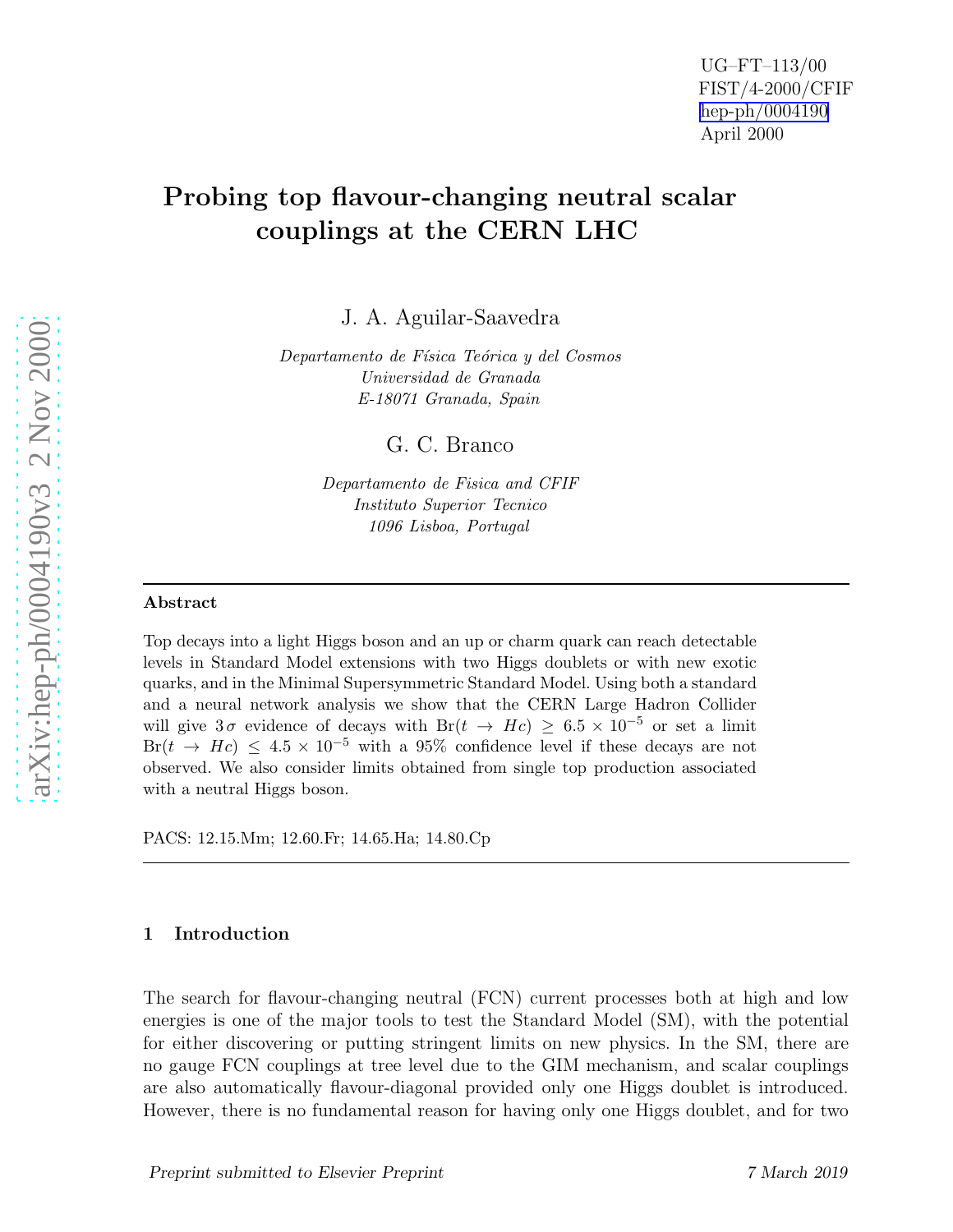UG–FT–113/00
FIST/4-2000/CFIF
hep-ph/0004190
April 2000

# Probing top flavour-changing neutral scalar couplings at the CERN LHC

J. A. Aguilar-Saavedra

*Departamento de Física Teórica y del Cosmos*
*Universidad de Granada*
*E-18071 Granada, Spain*

G. C. Branco

*Departamento de Fisica and CFIF*
*Instituto Superior Tecnico*
*1096 Lisboa, Portugal*

---

**Abstract**

Top decays into a light Higgs boson and an up or charm quark can reach detectable levels in Standard Model extensions with two Higgs doublets or with new exotic quarks, and in the Minimal Supersymmetric Standard Model. Using both a standard and a neural network analysis we show that the CERN Large Hadron Collider will give $3\,\sigma$ evidence of decays with $\mathrm{Br}(t \to Hc) \geq 6.5 \times 10^{-5}$ or set a limit $\mathrm{Br}(t \to Hc) \leq 4.5 \times 10^{-5}$ with a 95% confidence level if these decays are not observed. We also consider limits obtained from single top production associated with a neutral Higgs boson.

PACS: 12.15.Mm; 12.60.Fr; 14.65.Ha; 14.80.Cp

---

## 1 Introduction

The search for flavour-changing neutral (FCN) current processes both at high and low energies is one of the major tools to test the Standard Model (SM), with the potential for either discovering or putting stringent limits on new physics. In the SM, there are no gauge FCN couplings at tree level due to the GIM mechanism, and scalar couplings are also automatically flavour-diagonal provided only one Higgs doublet is introduced. However, there is no fundamental reason for having only one Higgs doublet, and for two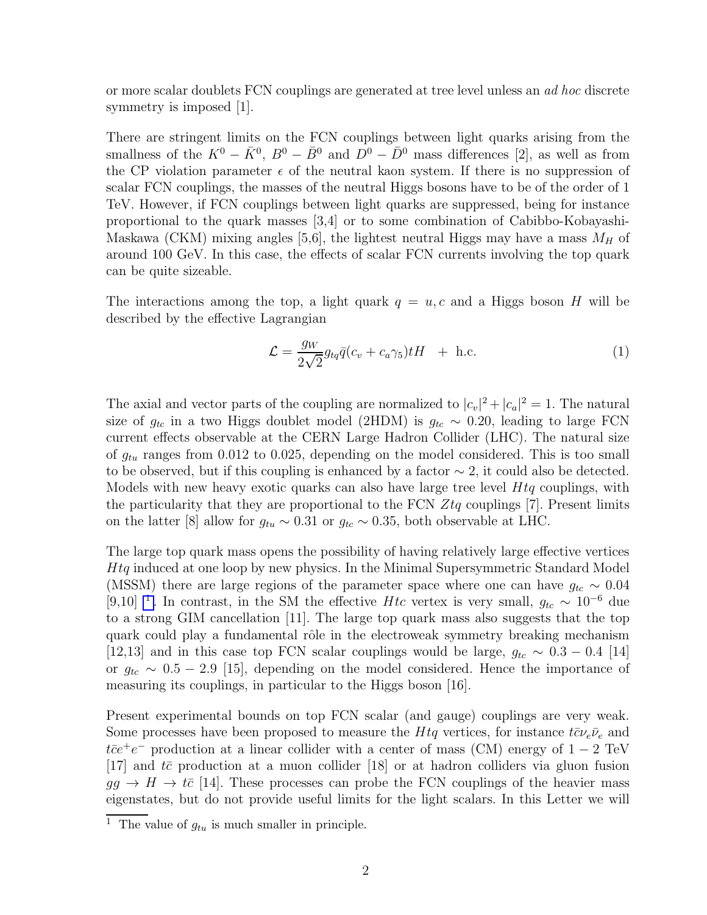or more scalar doublets FCN couplings are generated at tree level unless an *ad hoc* discrete symmetry is imposed [1].

There are stringent limits on the FCN couplings between light quarks arising from the smallness of the $K^0 - \bar{K}^0$, $B^0 - \bar{B}^0$ and $D^0 - \bar{D}^0$ mass differences [2], as well as from the CP violation parameter $\epsilon$ of the neutral kaon system. If there is no suppression of scalar FCN couplings, the masses of the neutral Higgs bosons have to be of the order of 1 TeV. However, if FCN couplings between light quarks are suppressed, being for instance proportional to the quark masses [3,4] or to some combination of Cabibbo-Kobayashi-Maskawa (CKM) mixing angles [5,6], the lightest neutral Higgs may have a mass $M_H$ of around 100 GeV. In this case, the effects of scalar FCN currents involving the top quark can be quite sizeable.

The interactions among the top, a light quark $q = u, c$ and a Higgs boson $H$ will be described by the effective Lagrangian

$$\mathcal{L} = \frac{g_W}{2\sqrt{2}} g_{tq} \bar{q}(c_v + c_a \gamma_5) t H \quad + \text{ h.c.} \tag{1}$$

The axial and vector parts of the coupling are normalized to $|c_v|^2 + |c_a|^2 = 1$. The natural size of $g_{tc}$ in a two Higgs doublet model (2HDM) is $g_{tc} \sim 0.20$, leading to large FCN current effects observable at the CERN Large Hadron Collider (LHC). The natural size of $g_{tu}$ ranges from 0.012 to 0.025, depending on the model considered. This is too small to be observed, but if this coupling is enhanced by a factor $\sim 2$, it could also be detected. Models with new heavy exotic quarks can also have large tree level $Htq$ couplings, with the particularity that they are proportional to the FCN $Ztq$ couplings [7]. Present limits on the latter [8] allow for $g_{tu} \sim 0.31$ or $g_{tc} \sim 0.35$, both observable at LHC.

The large top quark mass opens the possibility of having relatively large effective vertices $Htq$ induced at one loop by new physics. In the Minimal Supersymmetric Standard Model (MSSM) there are large regions of the parameter space where one can have $g_{tc} \sim 0.04$ [9,10] [1]. In contrast, in the SM the effective $Htc$ vertex is very small, $g_{tc} \sim 10^{-6}$ due to a strong GIM cancellation [11]. The large top quark mass also suggests that the top quark could play a fundamental rôle in the electroweak symmetry breaking mechanism [12,13] and in this case top FCN scalar couplings would be large, $g_{tc} \sim 0.3 - 0.4$ [14] or $g_{tc} \sim 0.5 - 2.9$ [15], depending on the model considered. Hence the importance of measuring its couplings, in particular to the Higgs boson [16].

Present experimental bounds on top FCN scalar (and gauge) couplings are very weak. Some processes have been proposed to measure the $Htq$ vertices, for instance $t\bar{c}\nu_e\bar{\nu}_e$ and $t\bar{c}e^+e^-$ production at a linear collider with a center of mass (CM) energy of $1 - 2$ TeV [17] and $t\bar{c}$ production at a muon collider [18] or at hadron colliders via gluon fusion $gg \to H \to t\bar{c}$ [14]. These processes can probe the FCN couplings of the heavier mass eigenstates, but do not provide useful limits for the light scalars. In this Letter we will

[1] The value of $g_{tu}$ is much smaller in principle.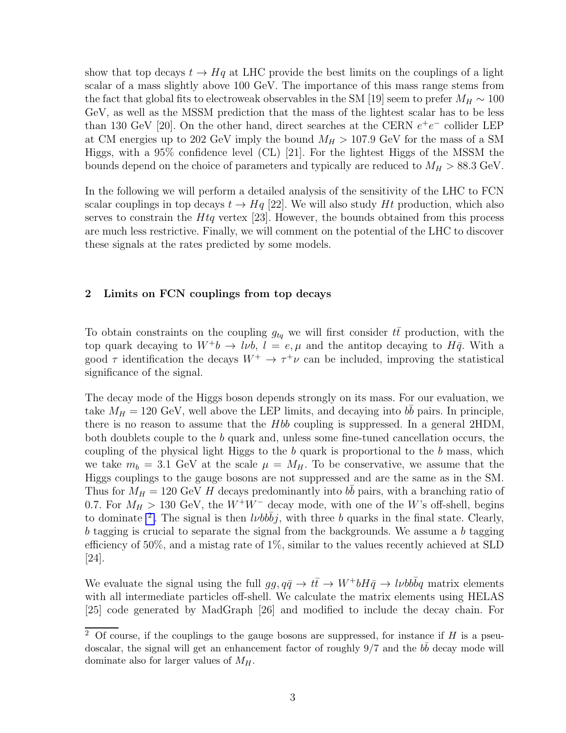show that top decays $t \to Hq$ at LHC provide the best limits on the couplings of a light scalar of a mass slightly above 100 GeV. The importance of this mass range stems from the fact that global fits to electroweak observables in the SM [19] seem to prefer $M_H \sim 100$ GeV, as well as the MSSM prediction that the mass of the lightest scalar has to be less than 130 GeV [20]. On the other hand, direct searches at the CERN $e^+e^-$ collider LEP at CM energies up to 202 GeV imply the bound $M_H > 107.9$ GeV for the mass of a SM Higgs, with a 95% confidence level (CL) [21]. For the lightest Higgs of the MSSM the bounds depend on the choice of parameters and typically are reduced to $M_H > 88.3$ GeV.

In the following we will perform a detailed analysis of the sensitivity of the LHC to FCN scalar couplings in top decays $t \to Hq$ [22]. We will also study $Ht$ production, which also serves to constrain the $Htq$ vertex [23]. However, the bounds obtained from this process are much less restrictive. Finally, we will comment on the potential of the LHC to discover these signals at the rates predicted by some models.

## 2 Limits on FCN couplings from top decays

To obtain constraints on the coupling $g_{tq}$ we will first consider $t\bar{t}$ production, with the top quark decaying to $W^+b \to l\nu b$, $l = e, \mu$ and the antitop decaying to $H\bar{q}$. With a good $\tau$ identification the decays $W^+ \to \tau^+\nu$ can be included, improving the statistical significance of the signal.

The decay mode of the Higgs boson depends strongly on its mass. For our evaluation, we take $M_H = 120$ GeV, well above the LEP limits, and decaying into $b\bar{b}$ pairs. In principle, there is no reason to assume that the $Hbb$ coupling is suppressed. In a general 2HDM, both doublets couple to the $b$ quark and, unless some fine-tuned cancellation occurs, the coupling of the physical light Higgs to the $b$ quark is proportional to the $b$ mass, which we take $m_b = 3.1$ GeV at the scale $\mu = M_H$. To be conservative, we assume that the Higgs couplings to the gauge bosons are not suppressed and are the same as in the SM. Thus for $M_H = 120$ GeV $H$ decays predominantly into $b\bar{b}$ pairs, with a branching ratio of 0.7. For $M_H > 130$ GeV, the $W^+W^-$ decay mode, with one of the $W$'s off-shell, begins to dominate [2]. The signal is then $l\nu b b\bar{b} j$, with three $b$ quarks in the final state. Clearly, $b$ tagging is crucial to separate the signal from the backgrounds. We assume a $b$ tagging efficiency of 50%, and a mistag rate of 1%, similar to the values recently achieved at SLD [24].

We evaluate the signal using the full $gg, q\bar{q} \to t\bar{t} \to W^+bH\bar{q} \to l\nu b b\bar{b} q$ matrix elements with all intermediate particles off-shell. We calculate the matrix elements using HELAS [25] code generated by MadGraph [26] and modified to include the decay chain. For

[2] Of course, if the couplings to the gauge bosons are suppressed, for instance if $H$ is a pseudoscalar, the signal will get an enhancement factor of roughly 9/7 and the $b\bar{b}$ decay mode will dominate also for larger values of $M_H$.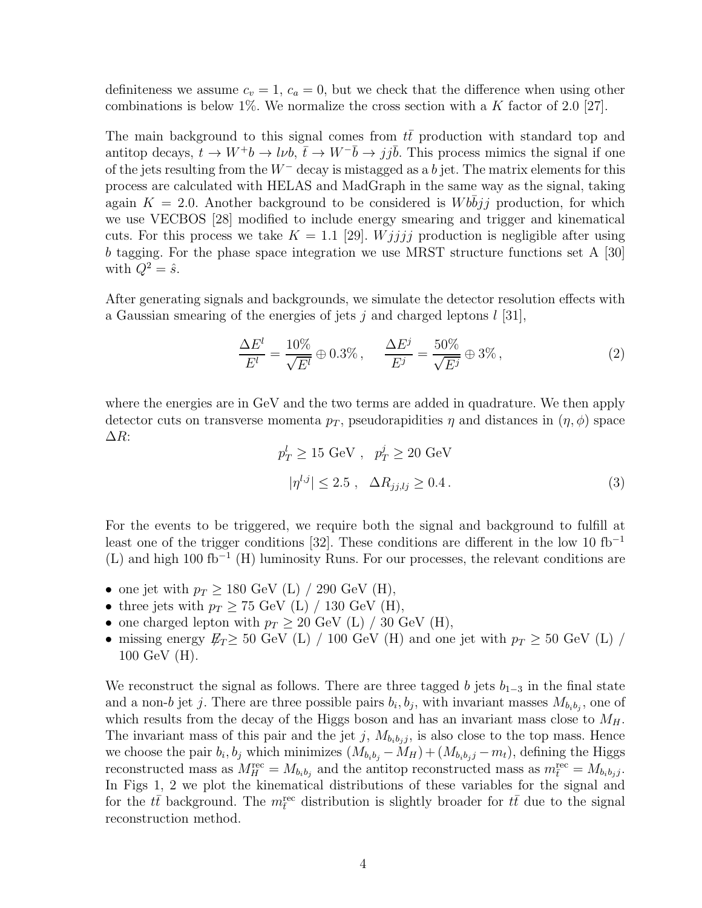definiteness we assume $c_v = 1$, $c_a = 0$, but we check that the difference when using other combinations is below 1%. We normalize the cross section with a $K$ factor of 2.0 [27].

The main background to this signal comes from $t\bar{t}$ production with standard top and antitop decays, $t \to W^+ b \to l\nu b$, $\bar{t} \to W^- \bar{b} \to jj\bar{b}$. This process mimics the signal if one of the jets resulting from the $W^-$ decay is mistagged as a $b$ jet. The matrix elements for this process are calculated with HELAS and MadGraph in the same way as the signal, taking again $K = 2.0$. Another background to be considered is $Wb\bar{b}jj$ production, for which we use VECBOS [28] modified to include energy smearing and trigger and kinematical cuts. For this process we take $K = 1.1$ [29]. $Wjjjj$ production is negligible after using $b$ tagging. For the phase space integration we use MRST structure functions set A [30] with $Q^2 = \hat{s}$.

After generating signals and backgrounds, we simulate the detector resolution effects with a Gaussian smearing of the energies of jets $j$ and charged leptons $l$ [31],

$$\frac{\Delta E^l}{E^l} = \frac{10\%}{\sqrt{E^l}} \oplus 0.3\% \,, \qquad \frac{\Delta E^j}{E^j} = \frac{50\%}{\sqrt{E^j}} \oplus 3\% \,, \tag{2}$$

where the energies are in GeV and the two terms are added in quadrature. We then apply detector cuts on transverse momenta $p_T$, pseudorapidities $\eta$ and distances in $(\eta, \phi)$ space $\Delta R$:

$$\begin{aligned} p_T^l \geq 15 \text{ GeV} \,, \quad p_T^j \geq 20 \text{ GeV} \\ |\eta^{l,j}| \leq 2.5 \,, \quad \Delta R_{jj,lj} \geq 0.4 \,. \end{aligned} \tag{3}$$

For the events to be triggered, we require both the signal and background to fulfill at least one of the trigger conditions [32]. These conditions are different in the low 10 fb$^{-1}$ (L) and high 100 fb$^{-1}$ (H) luminosity Runs. For our processes, the relevant conditions are

- one jet with $p_T \geq 180$ GeV (L) / 290 GeV (H),
- three jets with $p_T \geq 75$ GeV (L) / 130 GeV (H),
- one charged lepton with $p_T \geq 20$ GeV (L) / 30 GeV (H),
- missing energy $\not{E}_T \geq 50$ GeV (L) / 100 GeV (H) and one jet with $p_T \geq 50$ GeV (L) / 100 GeV (H).

We reconstruct the signal as follows. There are three tagged $b$ jets $b_{1-3}$ in the final state and a non-$b$ jet $j$. There are three possible pairs $b_i, b_j$, with invariant masses $M_{b_i b_j}$, one of which results from the decay of the Higgs boson and has an invariant mass close to $M_H$. The invariant mass of this pair and the jet $j$, $M_{b_i b_j j}$, is also close to the top mass. Hence we choose the pair $b_i, b_j$ which minimizes $(M_{b_i b_j} - M_H) + (M_{b_i b_j j} - m_t)$, defining the Higgs reconstructed mass as $M_H^{\text{rec}} = M_{b_i b_j}$ and the antitop reconstructed mass as $m_{\bar{t}}^{\text{rec}} = M_{b_i b_j j}$. In Figs 1, 2 we plot the kinematical distributions of these variables for the signal and for the $t\bar{t}$ background. The $m_{\bar{t}}^{\text{rec}}$ distribution is slightly broader for $t\bar{t}$ due to the signal reconstruction method.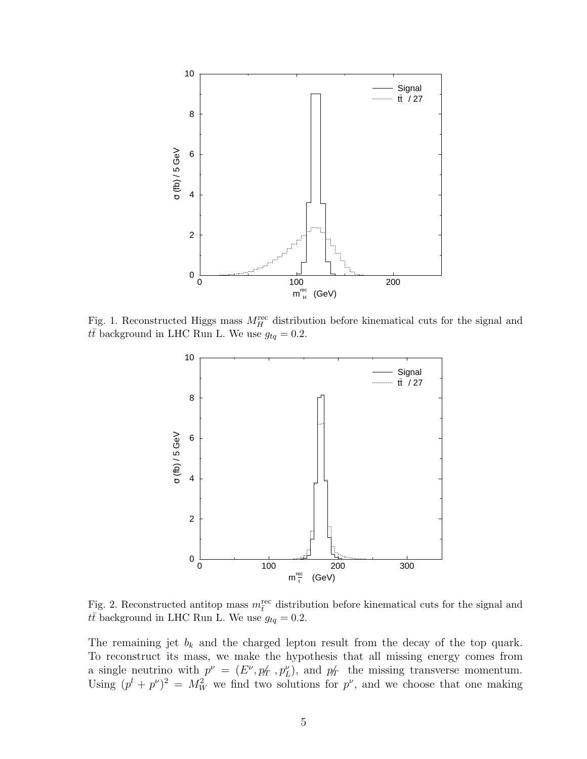Fig. 1. Reconstructed Higgs mass $M_H^{\rm rec}$ distribution before kinematical cuts for the signal and $t\bar{t}$ background in LHC Run L. We use $g_{tq} = 0.2$.

Fig. 2. Reconstructed antitop mass $m_{\bar{t}}^{\rm rec}$ distribution before kinematical cuts for the signal and $t\bar{t}$ background in LHC Run L. We use $g_{tq} = 0.2$.

The remaining jet $b_k$ and the charged lepton result from the decay of the top quark. To reconstruct its mass, we make the hypothesis that all missing energy comes from a single neutrino with $p^\nu = (E^\nu, \not{p}_T, p_L^\nu)$, and $\not{p}_T$ the missing transverse momentum. Using $(p^l + p^\nu)^2 = M_W^2$ we find two solutions for $p^\nu$, and we choose that one making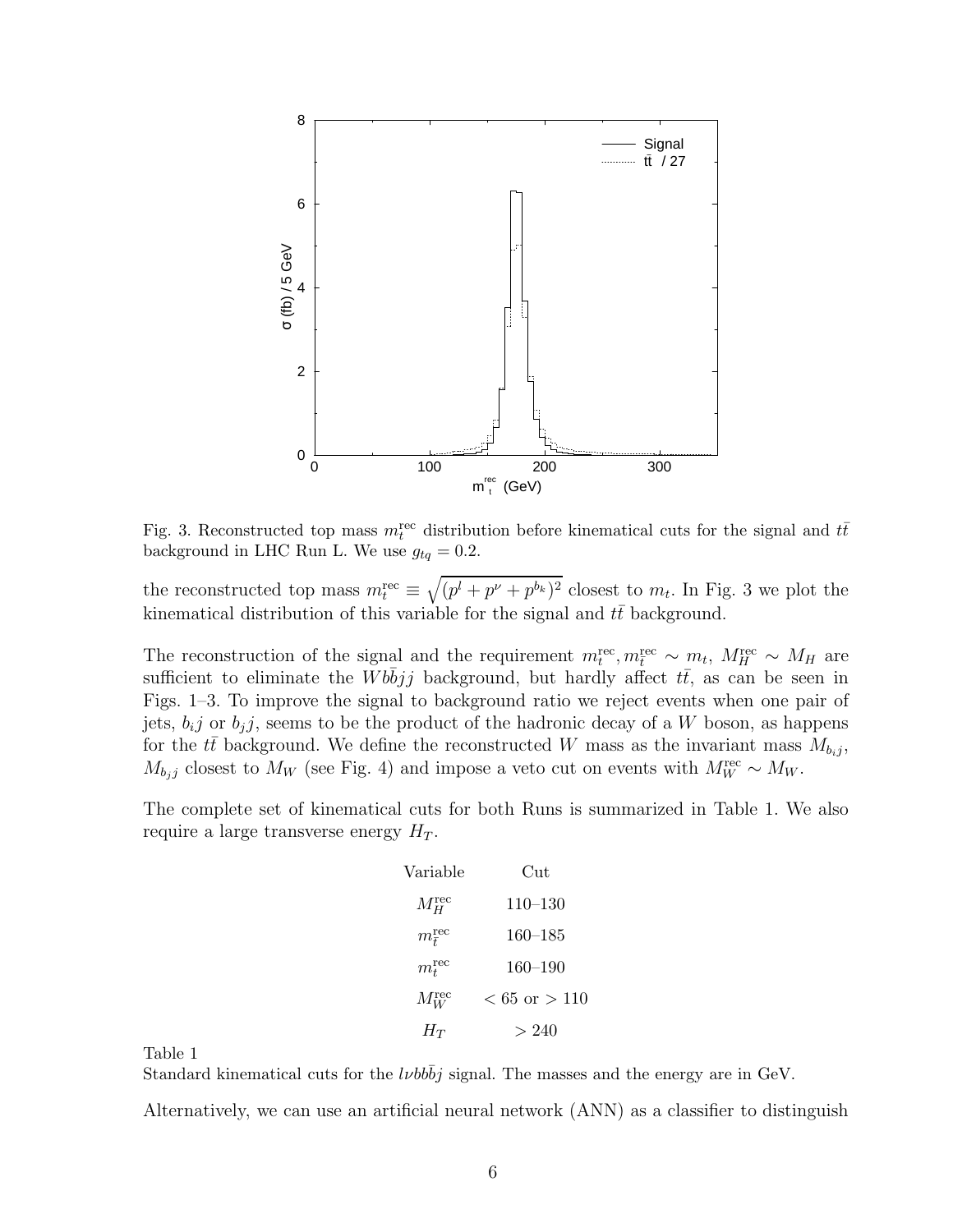Fig. 3. Reconstructed top mass $m_t^{\rm rec}$ distribution before kinematical cuts for the signal and $t\bar{t}$ background in LHC Run L. We use $g_{tq} = 0.2$.

the reconstructed top mass $m_t^{\rm rec} \equiv \sqrt{(p^l + p^\nu + p^{b_k})^2}$ closest to $m_t$. In Fig. 3 we plot the kinematical distribution of this variable for the signal and $t\bar{t}$ background.

The reconstruction of the signal and the requirement $m_t^{\rm rec}, m_{\bar{t}}^{\rm rec} \sim m_t$, $M_H^{\rm rec} \sim M_H$ are sufficient to eliminate the $Wb\bar{b}jj$ background, but hardly affect $t\bar{t}$, as can be seen in Figs. 1–3. To improve the signal to background ratio we reject events when one pair of jets, $b_i j$ or $b_j j$, seems to be the product of the hadronic decay of a $W$ boson, as happens for the $t\bar{t}$ background. We define the reconstructed $W$ mass as the invariant mass $M_{b_i j}$, $M_{b_j j}$ closest to $M_W$ (see Fig. 4) and impose a veto cut on events with $M_W^{\rm rec} \sim M_W$.

The complete set of kinematical cuts for both Runs is summarized in Table 1. We also require a large transverse energy $H_T$.

| Variable | Cut |
| --- | --- |
| $M_H^{\rm rec}$ | 110–130 |
| $m_{\bar{t}}^{\rm rec}$ | 160–185 |
| $m_t^{\rm rec}$ | 160–190 |
| $M_W^{\rm rec}$ | $< 65$ or $> 110$ |
| $H_T$ | $> 240$ |

Table 1
Standard kinematical cuts for the $l\nu b\bar{b}\bar{b}j$ signal. The masses and the energy are in GeV.

Alternatively, we can use an artificial neural network (ANN) as a classifier to distinguish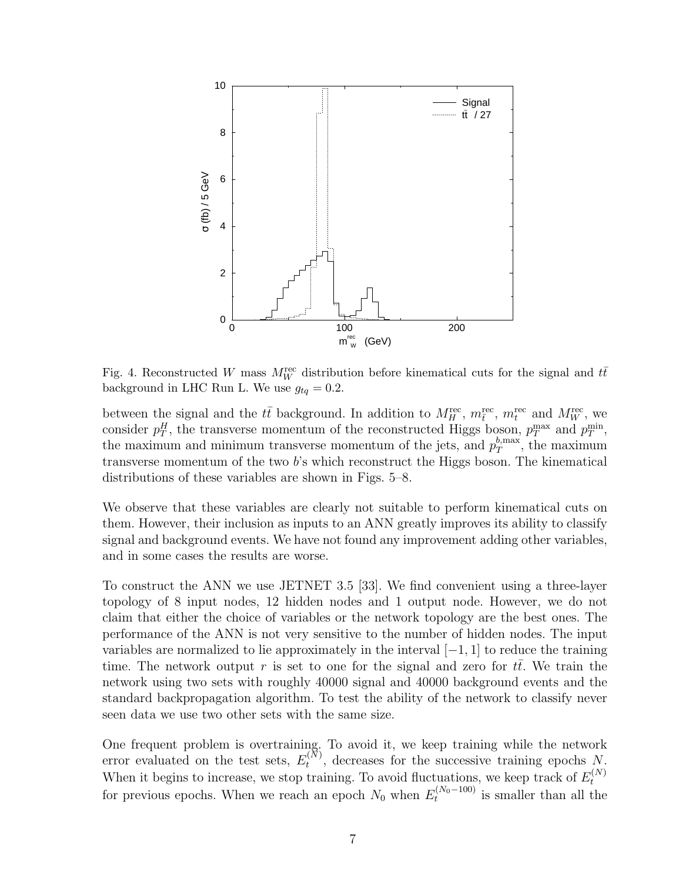Fig. 4. Reconstructed $W$ mass $M_W^{\rm rec}$ distribution before kinematical cuts for the signal and $t\bar{t}$ background in LHC Run L. We use $g_{tq} = 0.2$.

between the signal and the $t\bar{t}$ background. In addition to $M_H^{\rm rec}$, $m_t^{\rm rec}$, $m_t^{\rm rec}$ and $M_W^{\rm rec}$, we consider $p_T^H$, the transverse momentum of the reconstructed Higgs boson, $p_T^{\rm max}$ and $p_T^{\rm min}$, the maximum and minimum transverse momentum of the jets, and $p_T^{b,{\rm max}}$, the maximum transverse momentum of the two $b$'s which reconstruct the Higgs boson. The kinematical distributions of these variables are shown in Figs. 5–8.

We observe that these variables are clearly not suitable to perform kinematical cuts on them. However, their inclusion as inputs to an ANN greatly improves its ability to classify signal and background events. We have not found any improvement adding other variables, and in some cases the results are worse.

To construct the ANN we use JETNET 3.5 [33]. We find convenient using a three-layer topology of 8 input nodes, 12 hidden nodes and 1 output node. However, we do not claim that either the choice of variables or the network topology are the best ones. The performance of the ANN is not very sensitive to the number of hidden nodes. The input variables are normalized to lie approximately in the interval $[-1, 1]$ to reduce the training time. The network output $r$ is set to one for the signal and zero for $t\bar{t}$. We train the network using two sets with roughly 40000 signal and 40000 background events and the standard backpropagation algorithm. To test the ability of the network to classify never seen data we use two other sets with the same size.

One frequent problem is overtraining. To avoid it, we keep training while the network error evaluated on the test sets, $E_t^{(N)}$, decreases for the successive training epochs $N$. When it begins to increase, we stop training. To avoid fluctuations, we keep track of $E_t^{(N)}$ for previous epochs. When we reach an epoch $N_0$ when $E_t^{(N_0-100)}$ is smaller than all the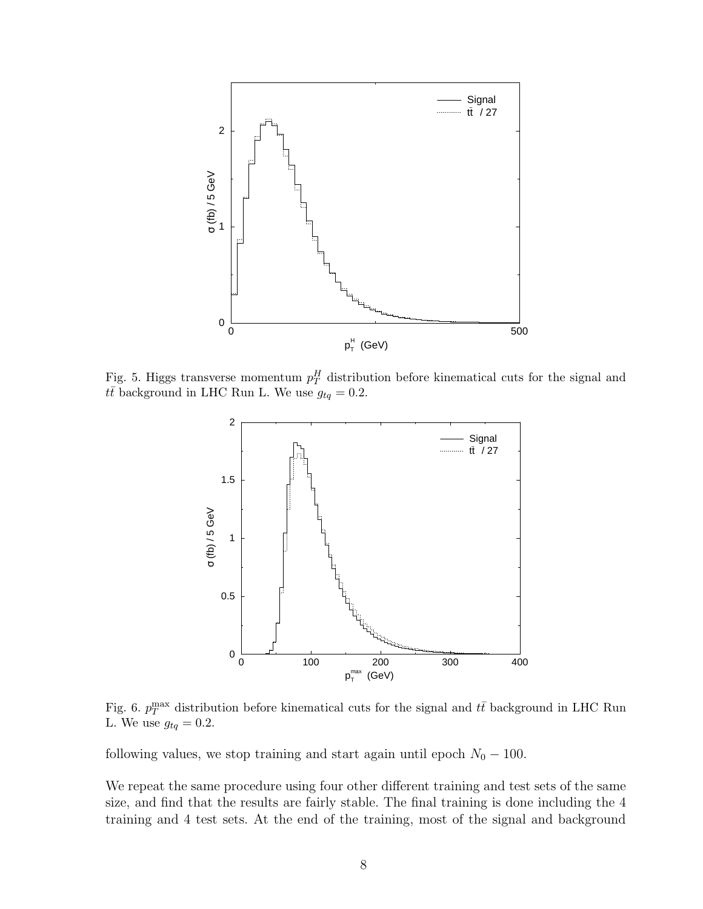Fig. 5. Higgs transverse momentum $p_T^H$ distribution before kinematical cuts for the signal and $t\bar{t}$ background in LHC Run L. We use $g_{tq} = 0.2$.

Fig. 6. $p_T^{\max}$ distribution before kinematical cuts for the signal and $t\bar{t}$ background in LHC Run L. We use $g_{tq} = 0.2$.

following values, we stop training and start again until epoch $N_0 - 100$.

We repeat the same procedure using four other different training and test sets of the same size, and find that the results are fairly stable. The final training is done including the 4 training and 4 test sets. At the end of the training, most of the signal and background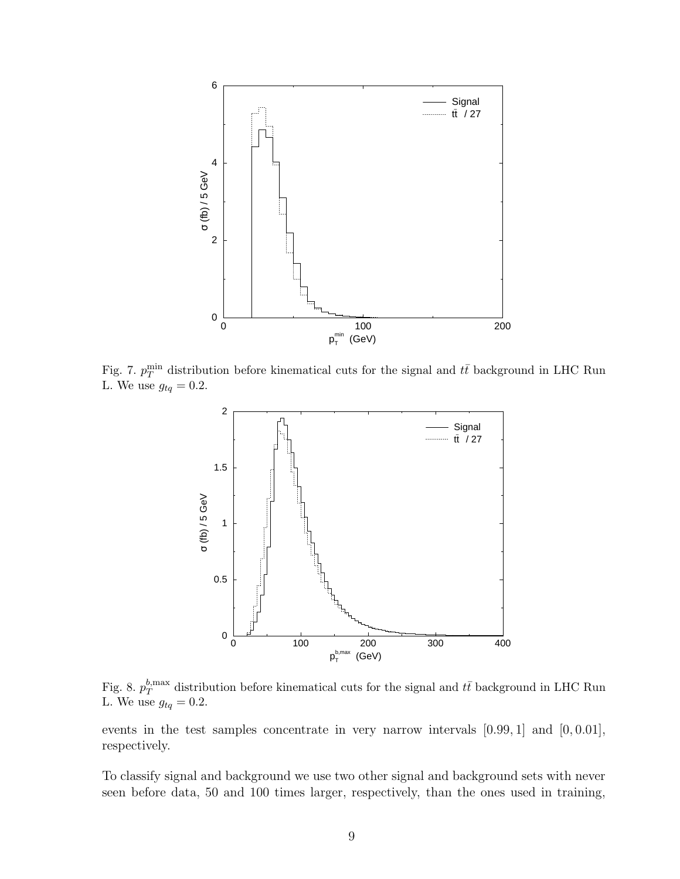Fig. 7. $p_T^{\min}$ distribution before kinematical cuts for the signal and $t\bar{t}$ background in LHC Run L. We use $g_{tq} = 0.2$.

Fig. 8. $p_T^{b,\max}$ distribution before kinematical cuts for the signal and $t\bar{t}$ background in LHC Run L. We use $g_{tq} = 0.2$.

events in the test samples concentrate in very narrow intervals $[0.99, 1]$ and $[0, 0.01]$, respectively.

To classify signal and background we use two other signal and background sets with never seen before data, 50 and 100 times larger, respectively, than the ones used in training,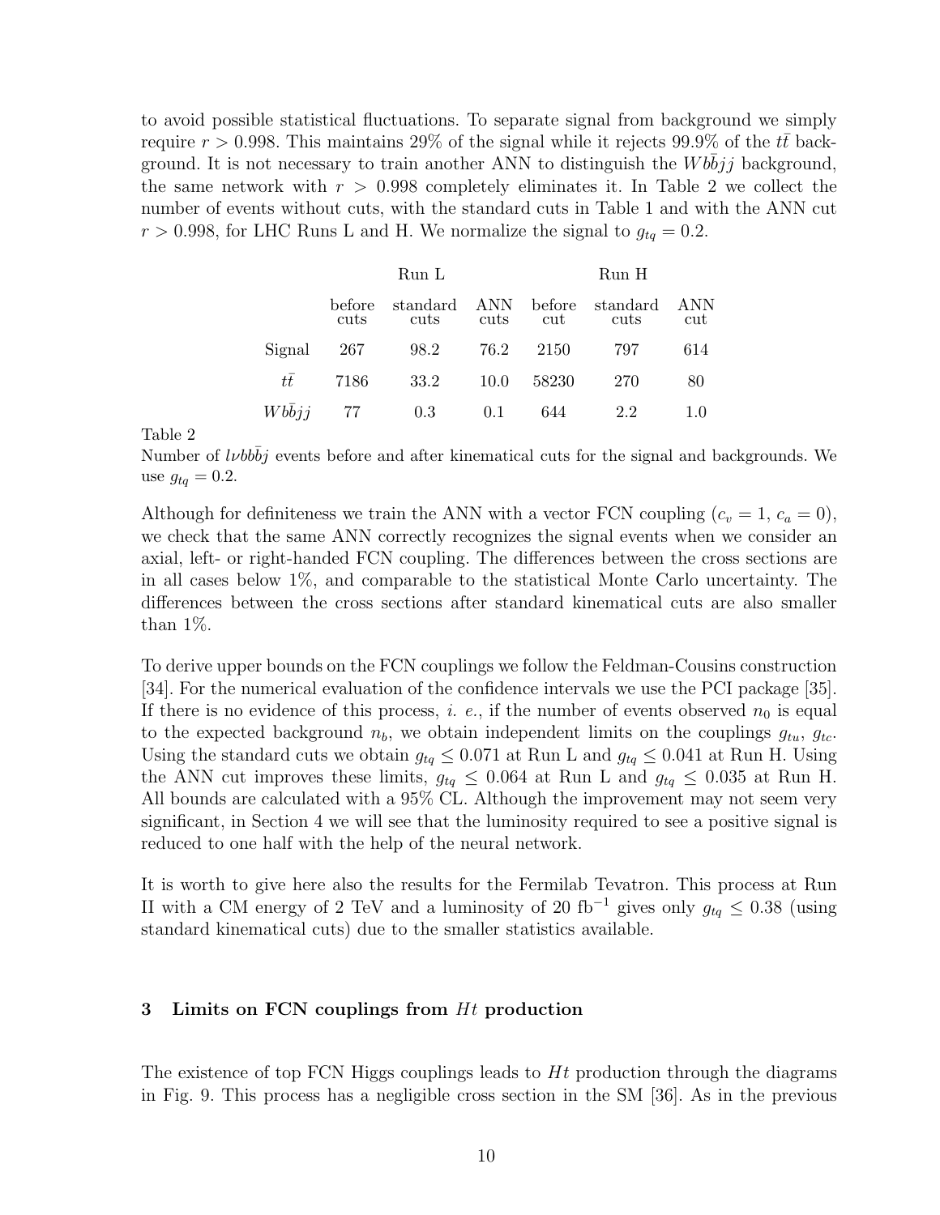to avoid possible statistical fluctuations. To separate signal from background we simply require $r > 0.998$. This maintains 29% of the signal while it rejects 99.9% of the $t\bar{t}$ background. It is not necessary to train another ANN to distinguish the $Wb\bar{b}jj$ background, the same network with $r > 0.998$ completely eliminates it. In Table 2 we collect the number of events without cuts, with the standard cuts in Table 1 and with the ANN cut $r > 0.998$, for LHC Runs L and H. We normalize the signal to $g_{tq} = 0.2$.

| | Run L | | | Run H | | |
|---|---|---|---|---|---|---|
| | before cuts | standard cuts | ANN cuts | before cut | standard cuts | ANN cut |
| Signal | 267 | 98.2 | 76.2 | 2150 | 797 | 614 |
| $t\bar{t}$ | 7186 | 33.2 | 10.0 | 58230 | 270 | 80 |
| $Wb\bar{b}jj$ | 77 | 0.3 | 0.1 | 644 | 2.2 | 1.0 |

Table 2

Number of $l\nu b b\bar{b} j$ events before and after kinematical cuts for the signal and backgrounds. We use $g_{tq} = 0.2$.

Although for definiteness we train the ANN with a vector FCN coupling ($c_v = 1$, $c_a = 0$), we check that the same ANN correctly recognizes the signal events when we consider an axial, left- or right-handed FCN coupling. The differences between the cross sections are in all cases below 1%, and comparable to the statistical Monte Carlo uncertainty. The differences between the cross sections after standard kinematical cuts are also smaller than 1%.

To derive upper bounds on the FCN couplings we follow the Feldman-Cousins construction [34]. For the numerical evaluation of the confidence intervals we use the PCI package [35]. If there is no evidence of this process, *i. e.*, if the number of events observed $n_0$ is equal to the expected background $n_b$, we obtain independent limits on the couplings $g_{tu}$, $g_{tc}$. Using the standard cuts we obtain $g_{tq} \leq 0.071$ at Run L and $g_{tq} \leq 0.041$ at Run H. Using the ANN cut improves these limits, $g_{tq} \leq 0.064$ at Run L and $g_{tq} \leq 0.035$ at Run H. All bounds are calculated with a 95% CL. Although the improvement may not seem very significant, in Section 4 we will see that the luminosity required to see a positive signal is reduced to one half with the help of the neural network.

It is worth to give here also the results for the Fermilab Tevatron. This process at Run II with a CM energy of 2 TeV and a luminosity of 20 fb$^{-1}$ gives only $g_{tq} \leq 0.38$ (using standard kinematical cuts) due to the smaller statistics available.

## 3 Limits on FCN couplings from $Ht$ production

The existence of top FCN Higgs couplings leads to $Ht$ production through the diagrams in Fig. 9. This process has a negligible cross section in the SM [36]. As in the previous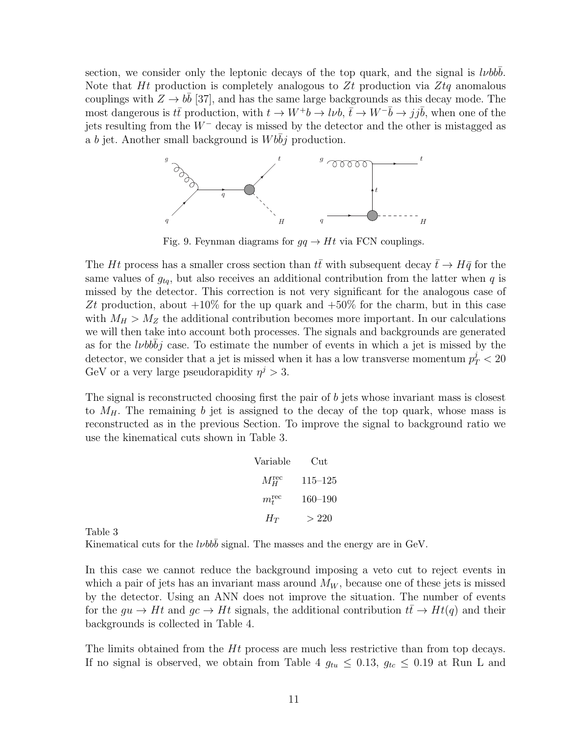section, we consider only the leptonic decays of the top quark, and the signal is $l\nu b b\bar{b}$. Note that $Ht$ production is completely analogous to $Zt$ production via $Ztq$ anomalous couplings with $Z \to b\bar{b}$ [37], and has the same large backgrounds as this decay mode. The most dangerous is $t\bar{t}$ production, with $t \to W^+ b \to l\nu b$, $\bar{t} \to W^- \bar{b} \to jj\bar{b}$, when one of the jets resulting from the $W^-$ decay is missed by the detector and the other is mistagged as a $b$ jet. Another small background is $Wb\bar{b}j$ production.

Fig. 9. Feynman diagrams for $gq \to Ht$ via FCN couplings.

The $Ht$ process has a smaller cross section than $t\bar{t}$ with subsequent decay $\bar{t} \to H\bar{q}$ for the same values of $g_{tq}$, but also receives an additional contribution from the latter when $q$ is missed by the detector. This correction is not very significant for the analogous case of $Zt$ production, about +10% for the up quark and +50% for the charm, but in this case with $M_H > M_Z$ the additional contribution becomes more important. In our calculations we will then take into account both processes. The signals and backgrounds are generated as for the $l\nu b\bar{b}j$ case. To estimate the number of events in which a jet is missed by the detector, we consider that a jet is missed when it has a low transverse momentum $p_T^j < 20$ GeV or a very large pseudorapidity $\eta^j > 3$.

The signal is reconstructed choosing first the pair of $b$ jets whose invariant mass is closest to $M_H$. The remaining $b$ jet is assigned to the decay of the top quark, whose mass is reconstructed as in the previous Section. To improve the signal to background ratio we use the kinematical cuts shown in Table 3.

| Variable | Cut |
|---|---|
| $M_H^{\rm rec}$ | 115–125 |
| $m_t^{\rm rec}$ | 160–190 |
| $H_T$ | > 220 |

Table 3
Kinematical cuts for the $l\nu b b\bar{b}$ signal. The masses and the energy are in GeV.

In this case we cannot reduce the background imposing a veto cut to reject events in which a pair of jets has an invariant mass around $M_W$, because one of these jets is missed by the detector. Using an ANN does not improve the situation. The number of events for the $gu \to Ht$ and $gc \to Ht$ signals, the additional contribution $t\bar{t} \to Ht(q)$ and their backgrounds is collected in Table 4.

The limits obtained from the $Ht$ process are much less restrictive than from top decays. If no signal is observed, we obtain from Table 4 $g_{tu} \leq 0.13$, $g_{tc} \leq 0.19$ at Run L and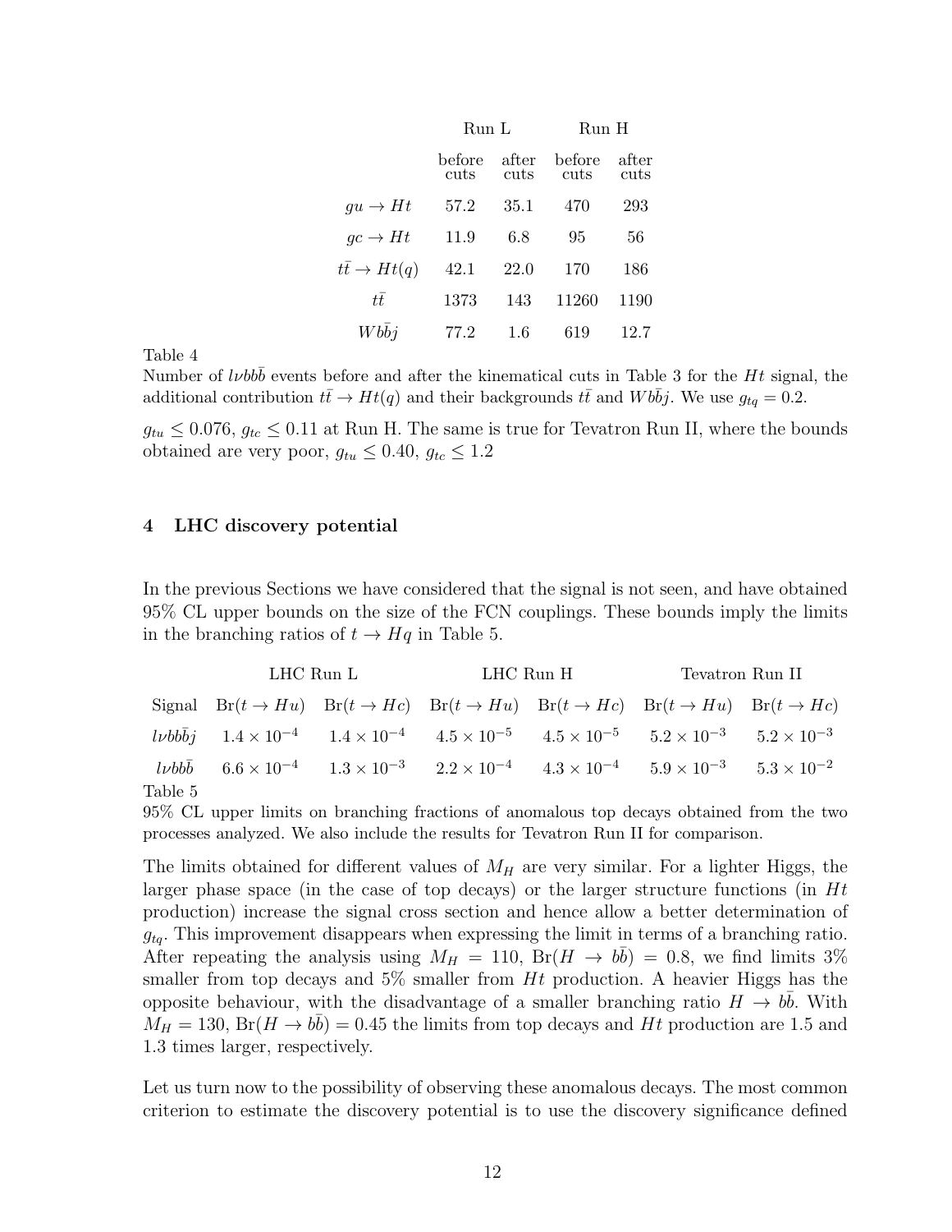| | Run L | | Run H | |
|---|---|---|---|---|
| | before cuts | after cuts | before cuts | after cuts |
| $gu \to Ht$ | 57.2 | 35.1 | 470 | 293 |
| $gc \to Ht$ | 11.9 | 6.8 | 95 | 56 |
| $t\bar{t} \to Ht(q)$ | 42.1 | 22.0 | 170 | 186 |
| $t\bar{t}$ | 1373 | 143 | 11260 | 1190 |
| $Wb\bar{b}j$ | 77.2 | 1.6 | 619 | 12.7 |

Table 4
Number of $l\nu b b\bar{b}$ events before and after the kinematical cuts in Table 3 for the $Ht$ signal, the additional contribution $t\bar{t} \to Ht(q)$ and their backgrounds $t\bar{t}$ and $Wb\bar{b}j$. We use $g_{tq} = 0.2$.

$g_{tu} \leq 0.076$, $g_{tc} \leq 0.11$ at Run H. The same is true for Tevatron Run II, where the bounds obtained are very poor, $g_{tu} \leq 0.40$, $g_{tc} \leq 1.2$

## 4 LHC discovery potential

In the previous Sections we have considered that the signal is not seen, and have obtained 95% CL upper bounds on the size of the FCN couplings. These bounds imply the limits in the branching ratios of $t \to Hq$ in Table 5.

| | LHC Run L | | LHC Run H | | Tevatron Run II | |
|---|---|---|---|---|---|---|
| Signal | $\mathrm{Br}(t \to Hu)$ | $\mathrm{Br}(t \to Hc)$ | $\mathrm{Br}(t \to Hu)$ | $\mathrm{Br}(t \to Hc)$ | $\mathrm{Br}(t \to Hu)$ | $\mathrm{Br}(t \to Hc)$ |
| $l\nu b b\bar{b} j$ | $1.4 \times 10^{-4}$ | $1.4 \times 10^{-4}$ | $4.5 \times 10^{-5}$ | $4.5 \times 10^{-5}$ | $5.2 \times 10^{-3}$ | $5.2 \times 10^{-3}$ |
| $l\nu b b\bar{b}$ | $6.6 \times 10^{-4}$ | $1.3 \times 10^{-3}$ | $2.2 \times 10^{-4}$ | $4.3 \times 10^{-4}$ | $5.9 \times 10^{-3}$ | $5.3 \times 10^{-2}$ |

Table 5
95% CL upper limits on branching fractions of anomalous top decays obtained from the two processes analyzed. We also include the results for Tevatron Run II for comparison.

The limits obtained for different values of $M_H$ are very similar. For a lighter Higgs, the larger phase space (in the case of top decays) or the larger structure functions (in $Ht$ production) increase the signal cross section and hence allow a better determination of $g_{tq}$. This improvement disappears when expressing the limit in terms of a branching ratio. After repeating the analysis using $M_H = 110$, $\mathrm{Br}(H \to b\bar{b}) = 0.8$, we find limits 3% smaller from top decays and 5% smaller from $Ht$ production. A heavier Higgs has the opposite behaviour, with the disadvantage of a smaller branching ratio $H \to b\bar{b}$. With $M_H = 130$, $\mathrm{Br}(H \to b\bar{b}) = 0.45$ the limits from top decays and $Ht$ production are 1.5 and 1.3 times larger, respectively.

Let us turn now to the possibility of observing these anomalous decays. The most common criterion to estimate the discovery potential is to use the discovery significance defined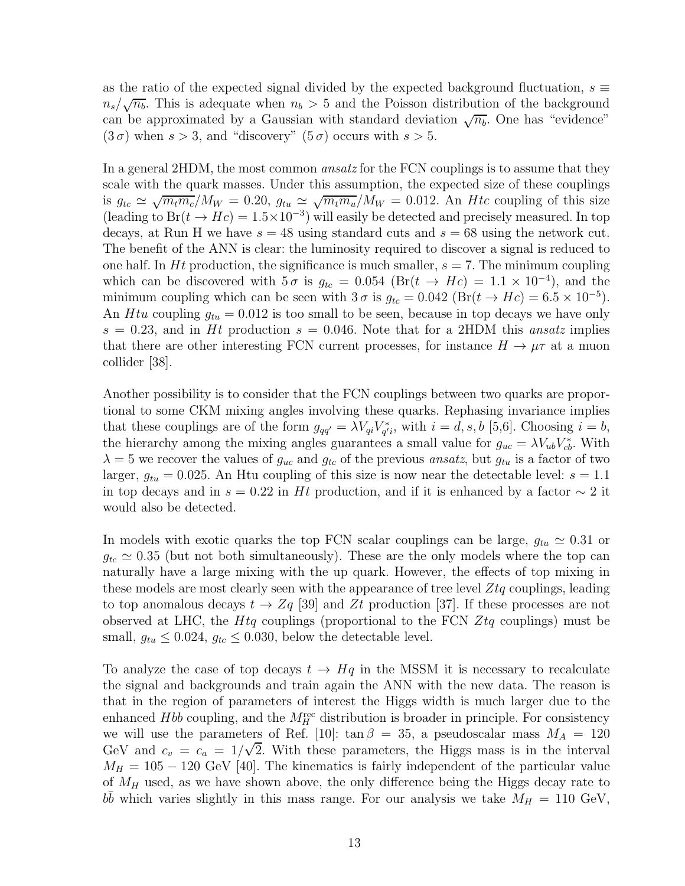as the ratio of the expected signal divided by the expected background fluctuation, $s \equiv n_s/\sqrt{n_b}$. This is adequate when $n_b > 5$ and the Poisson distribution of the background can be approximated by a Gaussian with standard deviation $\sqrt{n_b}$. One has "evidence" ($3\,\sigma$) when $s > 3$, and "discovery" ($5\,\sigma$) occurs with $s > 5$.

In a general 2HDM, the most common *ansatz* for the FCN couplings is to assume that they scale with the quark masses. Under this assumption, the expected size of these couplings is $g_{tc} \simeq \sqrt{m_t m_c}/M_W = 0.20$, $g_{tu} \simeq \sqrt{m_t m_u}/M_W = 0.012$. An $Htc$ coupling of this size (leading to $\mathrm{Br}(t \to Hc) = 1.5 \times 10^{-3}$) will easily be detected and precisely measured. In top decays, at Run H we have $s = 48$ using standard cuts and $s = 68$ using the network cut. The benefit of the ANN is clear: the luminosity required to discover a signal is reduced to one half. In $Ht$ production, the significance is much smaller, $s = 7$. The minimum coupling which can be discovered with $5\,\sigma$ is $g_{tc} = 0.054$ ($\mathrm{Br}(t \to Hc) = 1.1 \times 10^{-4}$), and the minimum coupling which can be seen with $3\,\sigma$ is $g_{tc} = 0.042$ ($\mathrm{Br}(t \to Hc) = 6.5 \times 10^{-5}$). An $Htu$ coupling $g_{tu} = 0.012$ is too small to be seen, because in top decays we have only $s = 0.23$, and in $Ht$ production $s = 0.046$. Note that for a 2HDM this *ansatz* implies that there are other interesting FCN current processes, for instance $H \to \mu\tau$ at a muon collider [38].

Another possibility is to consider that the FCN couplings between two quarks are proportional to some CKM mixing angles involving these quarks. Rephasing invariance implies that these couplings are of the form $g_{qq'} = \lambda V_{qi} V_{q'i}^*$, with $i = d, s, b$ [5,6]. Choosing $i = b$, the hierarchy among the mixing angles guarantees a small value for $g_{uc} = \lambda V_{ub} V_{cb}^*$. With $\lambda = 5$ we recover the values of $g_{uc}$ and $g_{tc}$ of the previous *ansatz*, but $g_{tu}$ is a factor of two larger, $g_{tu} = 0.025$. An Htu coupling of this size is now near the detectable level: $s = 1.1$ in top decays and in $s = 0.22$ in $Ht$ production, and if it is enhanced by a factor $\sim 2$ it would also be detected.

In models with exotic quarks the top FCN scalar couplings can be large, $g_{tu} \simeq 0.31$ or $g_{tc} \simeq 0.35$ (but not both simultaneously). These are the only models where the top can naturally have a large mixing with the up quark. However, the effects of top mixing in these models are most clearly seen with the appearance of tree level $Ztq$ couplings, leading to top anomalous decays $t \to Zq$ [39] and $Zt$ production [37]. If these processes are not observed at LHC, the $Htq$ couplings (proportional to the FCN $Ztq$ couplings) must be small, $g_{tu} \leq 0.024$, $g_{tc} \leq 0.030$, below the detectable level.

To analyze the case of top decays $t \to Hq$ in the MSSM it is necessary to recalculate the signal and backgrounds and train again the ANN with the new data. The reason is that in the region of parameters of interest the Higgs width is much larger due to the enhanced $Hbb$ coupling, and the $M_H^{\mathrm{rec}}$ distribution is broader in principle. For consistency we will use the parameters of Ref. [10]: $\tan\beta = 35$, a pseudoscalar mass $M_A = 120$ GeV and $c_v = c_a = 1/\sqrt{2}$. With these parameters, the Higgs mass is in the interval $M_H = 105 - 120$ GeV [40]. The kinematics is fairly independent of the particular value of $M_H$ used, as we have shown above, the only difference being the Higgs decay rate to $b\bar{b}$ which varies slightly in this mass range. For our analysis we take $M_H = 110$ GeV,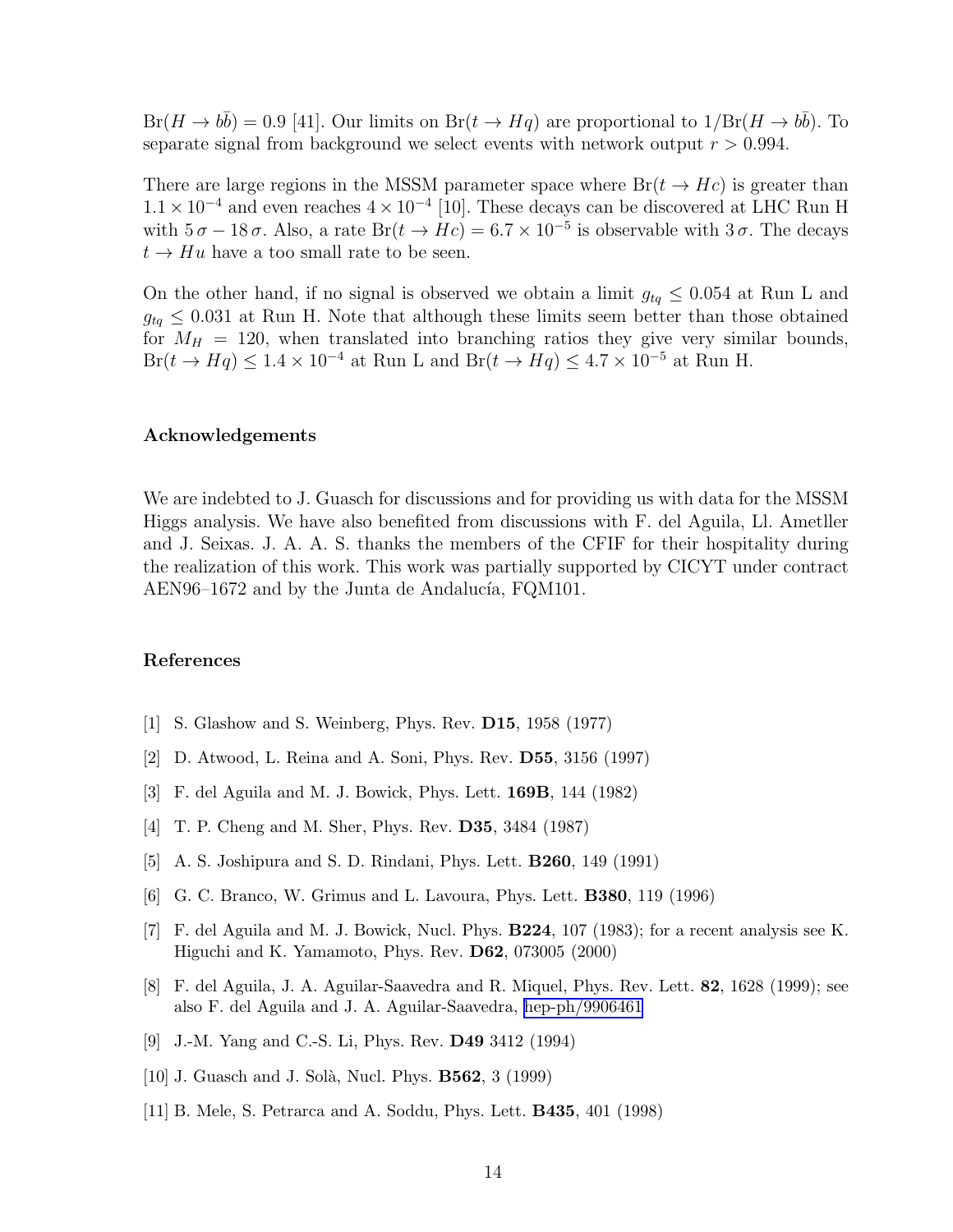$\text{Br}(H \to b\bar{b}) = 0.9$ [41]. Our limits on $\text{Br}(t \to Hq)$ are proportional to $1/\text{Br}(H \to b\bar{b})$. To separate signal from background we select events with network output $r > 0.994$.

There are large regions in the MSSM parameter space where $\text{Br}(t \to Hc)$ is greater than $1.1 \times 10^{-4}$ and even reaches $4 \times 10^{-4}$ [10]. These decays can be discovered at LHC Run H with $5\,\sigma - 18\,\sigma$. Also, a rate $\text{Br}(t \to Hc) = 6.7 \times 10^{-5}$ is observable with $3\,\sigma$. The decays $t \to Hu$ have a too small rate to be seen.

On the other hand, if no signal is observed we obtain a limit $g_{tq} \leq 0.054$ at Run L and $g_{tq} \leq 0.031$ at Run H. Note that although these limits seem better than those obtained for $M_H = 120$, when translated into branching ratios they give very similar bounds, $\text{Br}(t \to Hq) \leq 1.4 \times 10^{-4}$ at Run L and $\text{Br}(t \to Hq) \leq 4.7 \times 10^{-5}$ at Run H.

### Acknowledgements

We are indebted to J. Guasch for discussions and for providing us with data for the MSSM Higgs analysis. We have also benefited from discussions with F. del Aguila, Ll. Ametller and J. Seixas. J. A. A. S. thanks the members of the CFIF for their hospitality during the realization of this work. This work was partially supported by CICYT under contract AEN96–1672 and by the Junta de Andalucía, FQM101.

### References

[1] S. Glashow and S. Weinberg, Phys. Rev. **D15**, 1958 (1977)

[2] D. Atwood, L. Reina and A. Soni, Phys. Rev. **D55**, 3156 (1997)

[3] F. del Aguila and M. J. Bowick, Phys. Lett. **169B**, 144 (1982)

[4] T. P. Cheng and M. Sher, Phys. Rev. **D35**, 3484 (1987)

[5] A. S. Joshipura and S. D. Rindani, Phys. Lett. **B260**, 149 (1991)

[6] G. C. Branco, W. Grimus and L. Lavoura, Phys. Lett. **B380**, 119 (1996)

[7] F. del Aguila and M. J. Bowick, Nucl. Phys. **B224**, 107 (1983); for a recent analysis see K. Higuchi and K. Yamamoto, Phys. Rev. **D62**, 073005 (2000)

[8] F. del Aguila, J. A. Aguilar-Saavedra and R. Miquel, Phys. Rev. Lett. **82**, 1628 (1999); see also F. del Aguila and J. A. Aguilar-Saavedra, hep-ph/9906461

[9] J.-M. Yang and C.-S. Li, Phys. Rev. **D49** 3412 (1994)

[10] J. Guasch and J. Solà, Nucl. Phys. **B562**, 3 (1999)

[11] B. Mele, S. Petrarca and A. Soddu, Phys. Lett. **B435**, 401 (1998)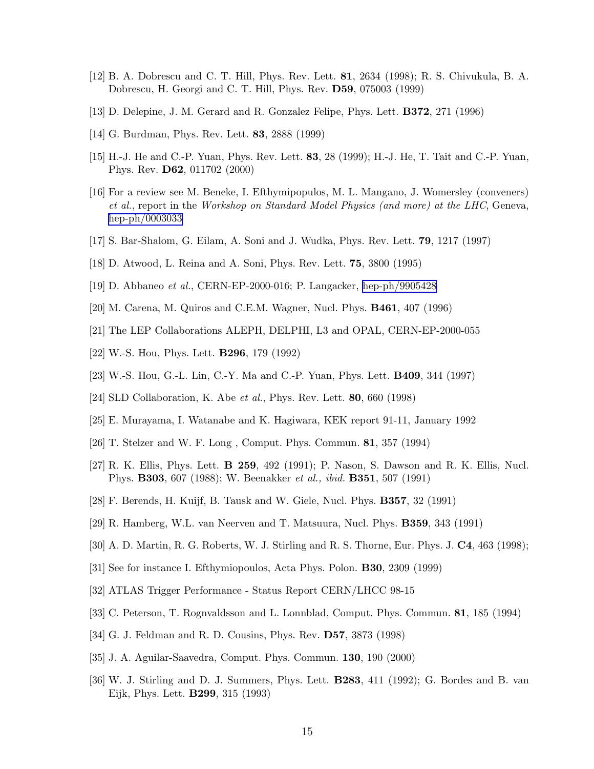[12] B. A. Dobrescu and C. T. Hill, Phys. Rev. Lett. **81**, 2634 (1998); R. S. Chivukula, B. A. Dobrescu, H. Georgi and C. T. Hill, Phys. Rev. **D59**, 075003 (1999)

[13] D. Delepine, J. M. Gerard and R. Gonzalez Felipe, Phys. Lett. **B372**, 271 (1996)

[14] G. Burdman, Phys. Rev. Lett. **83**, 2888 (1999)

[15] H.-J. He and C.-P. Yuan, Phys. Rev. Lett. **83**, 28 (1999); H.-J. He, T. Tait and C.-P. Yuan, Phys. Rev. **D62**, 011702 (2000)

[16] For a review see M. Beneke, I. Efthymipopulos, M. L. Mangano, J. Womersley (conveners) *et al.*, report in the *Workshop on Standard Model Physics (and more) at the LHC*, Geneva, hep-ph/0003033

[17] S. Bar-Shalom, G. Eilam, A. Soni and J. Wudka, Phys. Rev. Lett. **79**, 1217 (1997)

[18] D. Atwood, L. Reina and A. Soni, Phys. Rev. Lett. **75**, 3800 (1995)

[19] D. Abbaneo *et al.*, CERN-EP-2000-016; P. Langacker, hep-ph/9905428

[20] M. Carena, M. Quiros and C.E.M. Wagner, Nucl. Phys. **B461**, 407 (1996)

[21] The LEP Collaborations ALEPH, DELPHI, L3 and OPAL, CERN-EP-2000-055

[22] W.-S. Hou, Phys. Lett. **B296**, 179 (1992)

[23] W.-S. Hou, G.-L. Lin, C.-Y. Ma and C.-P. Yuan, Phys. Lett. **B409**, 344 (1997)

[24] SLD Collaboration, K. Abe *et al.*, Phys. Rev. Lett. **80**, 660 (1998)

[25] E. Murayama, I. Watanabe and K. Hagiwara, KEK report 91-11, January 1992

[26] T. Stelzer and W. F. Long , Comput. Phys. Commun. **81**, 357 (1994)

[27] R. K. Ellis, Phys. Lett. **B 259**, 492 (1991); P. Nason, S. Dawson and R. K. Ellis, Nucl. Phys. **B303**, 607 (1988); W. Beenakker *et al., ibid.* **B351**, 507 (1991)

[28] F. Berends, H. Kuijf, B. Tausk and W. Giele, Nucl. Phys. **B357**, 32 (1991)

[29] R. Hamberg, W.L. van Neerven and T. Matsuura, Nucl. Phys. **B359**, 343 (1991)

[30] A. D. Martin, R. G. Roberts, W. J. Stirling and R. S. Thorne, Eur. Phys. J. **C4**, 463 (1998);

[31] See for instance I. Efthymiopoulos, Acta Phys. Polon. **B30**, 2309 (1999)

[32] ATLAS Trigger Performance - Status Report CERN/LHCC 98-15

[33] C. Peterson, T. Rognvaldsson and L. Lonnblad, Comput. Phys. Commun. **81**, 185 (1994)

[34] G. J. Feldman and R. D. Cousins, Phys. Rev. **D57**, 3873 (1998)

[35] J. A. Aguilar-Saavedra, Comput. Phys. Commun. **130**, 190 (2000)

[36] W. J. Stirling and D. J. Summers, Phys. Lett. **B283**, 411 (1992); G. Bordes and B. van Eijk, Phys. Lett. **B299**, 315 (1993)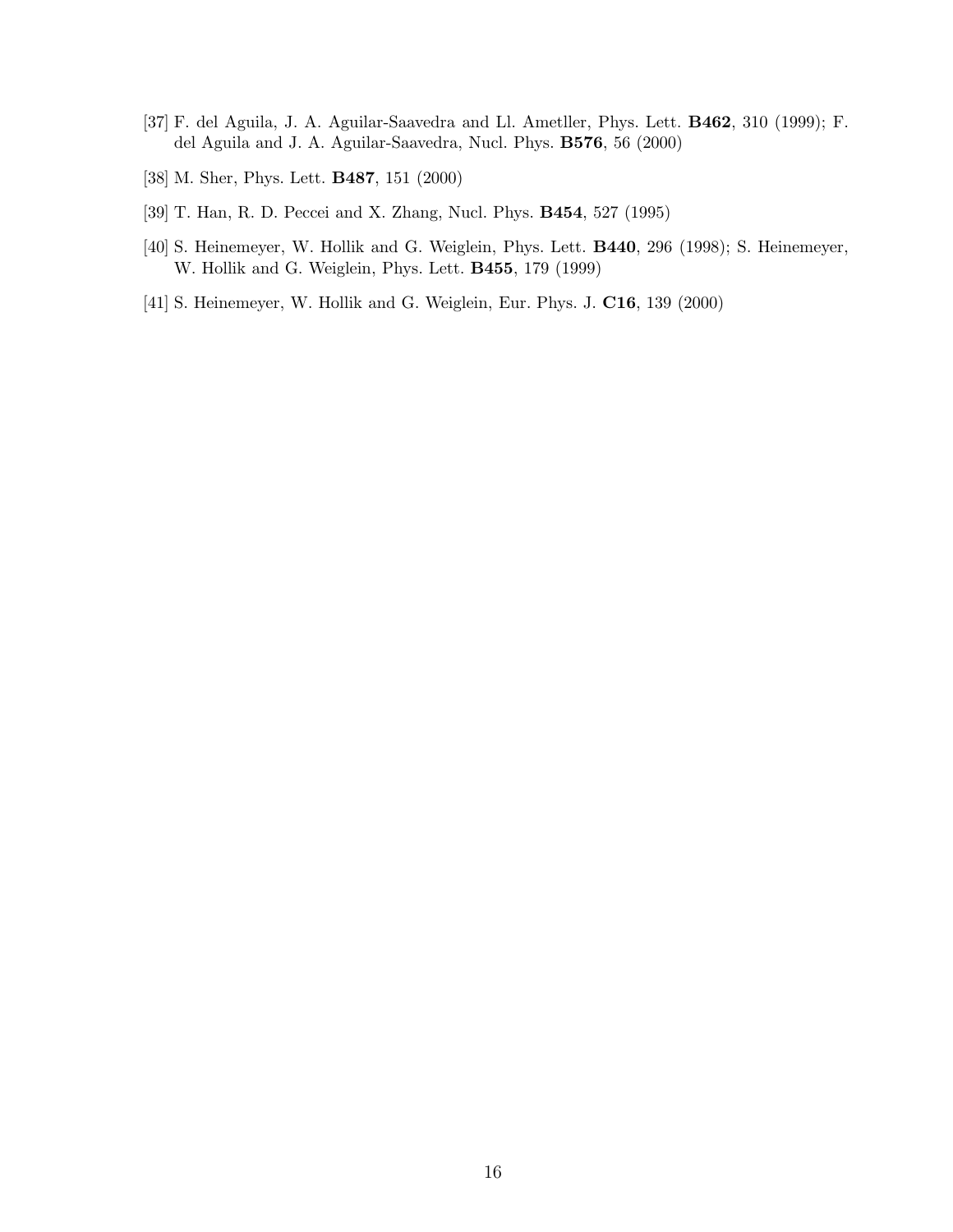[37] F. del Aguila, J. A. Aguilar-Saavedra and Ll. Ametller, Phys. Lett. **B462**, 310 (1999); F. del Aguila and J. A. Aguilar-Saavedra, Nucl. Phys. **B576**, 56 (2000)

[38] M. Sher, Phys. Lett. **B487**, 151 (2000)

[39] T. Han, R. D. Peccei and X. Zhang, Nucl. Phys. **B454**, 527 (1995)

[40] S. Heinemeyer, W. Hollik and G. Weiglein, Phys. Lett. **B440**, 296 (1998); S. Heinemeyer, W. Hollik and G. Weiglein, Phys. Lett. **B455**, 179 (1999)

[41] S. Heinemeyer, W. Hollik and G. Weiglein, Eur. Phys. J. **C16**, 139 (2000)